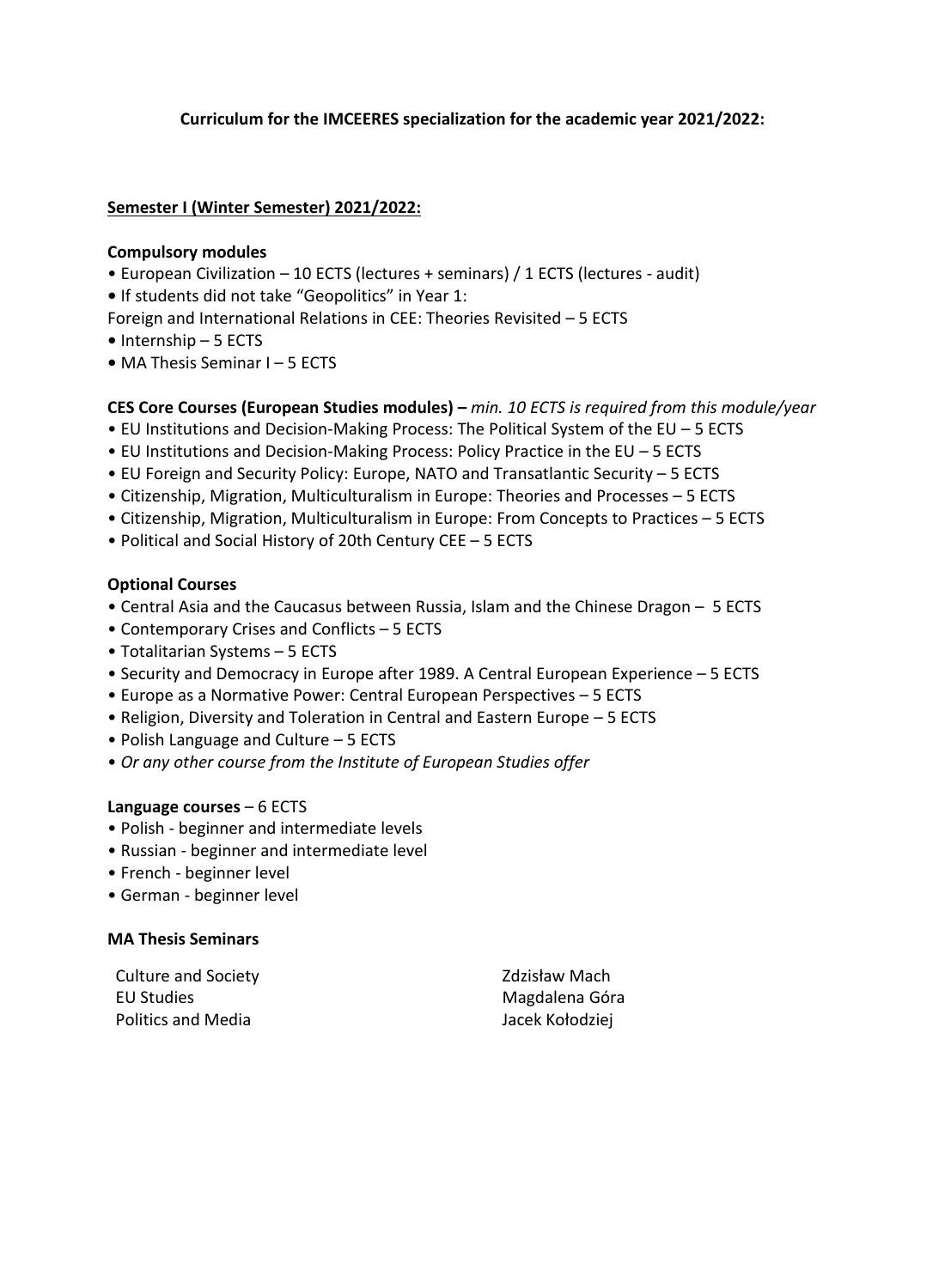**Curriculum for the IMCEERES specialization for the academic year 2021/2022:**

## Semester I (Winter Semester) 2021/2022:

### Compulsory modules

- European Civilization – 10 ECTS (lectures + seminars) / 1 ECTS (lectures - audit)
- If students did not take "Geopolitics" in Year 1:
  Foreign and International Relations in CEE: Theories Revisited – 5 ECTS
- Internship – 5 ECTS
- MA Thesis Seminar I – 5 ECTS

### CES Core Courses (European Studies modules) – *min. 10 ECTS is required from this module/year*

- EU Institutions and Decision-Making Process: The Political System of the EU – 5 ECTS
- EU Institutions and Decision-Making Process: Policy Practice in the EU – 5 ECTS
- EU Foreign and Security Policy: Europe, NATO and Transatlantic Security – 5 ECTS
- Citizenship, Migration, Multiculturalism in Europe: Theories and Processes – 5 ECTS
- Citizenship, Migration, Multiculturalism in Europe: From Concepts to Practices – 5 ECTS
- Political and Social History of 20th Century CEE – 5 ECTS

### Optional Courses

- Central Asia and the Caucasus between Russia, Islam and the Chinese Dragon – 5 ECTS
- Contemporary Crises and Conflicts – 5 ECTS
- Totalitarian Systems – 5 ECTS
- Security and Democracy in Europe after 1989. A Central European Experience – 5 ECTS
- Europe as a Normative Power: Central European Perspectives – 5 ECTS
- Religion, Diversity and Toleration in Central and Eastern Europe – 5 ECTS
- Polish Language and Culture – 5 ECTS
- *Or any other course from the Institute of European Studies offer*

### Language courses – 6 ECTS

- Polish - beginner and intermediate levels
- Russian - beginner and intermediate level
- French - beginner level
- German - beginner level

### MA Thesis Seminars

| | |
|---|---|
| Culture and Society | Zdzisław Mach |
| EU Studies | Magdalena Góra |
| Politics and Media | Jacek Kołodziej |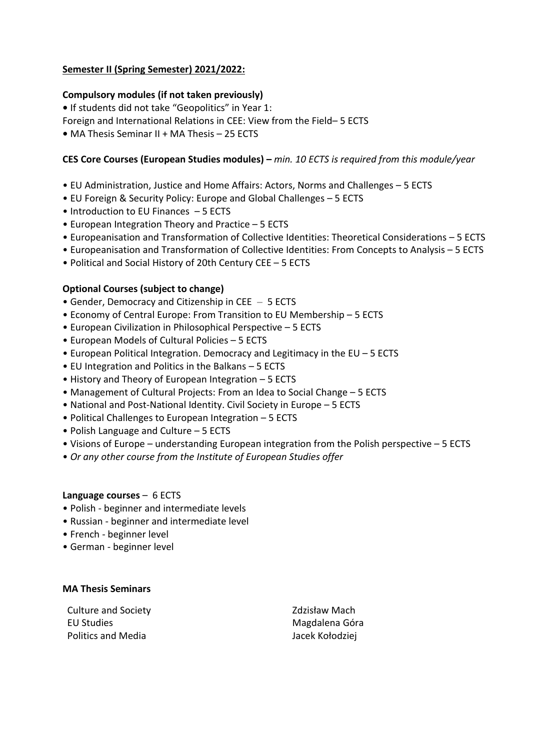**Semester II (Spring Semester) 2021/2022:**

**Compulsory modules (if not taken previously)**

- If students did not take "Geopolitics" in Year 1:

Foreign and International Relations in CEE: View from the Field– 5 ECTS

- MA Thesis Seminar II + MA Thesis – 25 ECTS

**CES Core Courses (European Studies modules) –** *min. 10 ECTS is required from this module/year*

- EU Administration, Justice and Home Affairs: Actors, Norms and Challenges – 5 ECTS
- EU Foreign & Security Policy: Europe and Global Challenges – 5 ECTS
- Introduction to EU Finances – 5 ECTS
- European Integration Theory and Practice – 5 ECTS
- Europeanisation and Transformation of Collective Identities: Theoretical Considerations – 5 ECTS
- Europeanisation and Transformation of Collective Identities: From Concepts to Analysis – 5 ECTS
- Political and Social History of 20th Century CEE – 5 ECTS

**Optional Courses (subject to change)**

- Gender, Democracy and Citizenship in CEE – 5 ECTS
- Economy of Central Europe: From Transition to EU Membership – 5 ECTS
- European Civilization in Philosophical Perspective – 5 ECTS
- European Models of Cultural Policies – 5 ECTS
- European Political Integration. Democracy and Legitimacy in the EU – 5 ECTS
- EU Integration and Politics in the Balkans – 5 ECTS
- History and Theory of European Integration – 5 ECTS
- Management of Cultural Projects: From an Idea to Social Change – 5 ECTS
- National and Post-National Identity. Civil Society in Europe – 5 ECTS
- Political Challenges to European Integration – 5 ECTS
- Polish Language and Culture – 5 ECTS
- Visions of Europe – understanding European integration from the Polish perspective – 5 ECTS
- *Or any other course from the Institute of European Studies offer*

**Language courses** – 6 ECTS

- Polish - beginner and intermediate levels
- Russian - beginner and intermediate level
- French - beginner level
- German - beginner level

**MA Thesis Seminars**

| | |
|---|---|
| Culture and Society | Zdzisław Mach |
| EU Studies | Magdalena Góra |
| Politics and Media | Jacek Kołodziej |